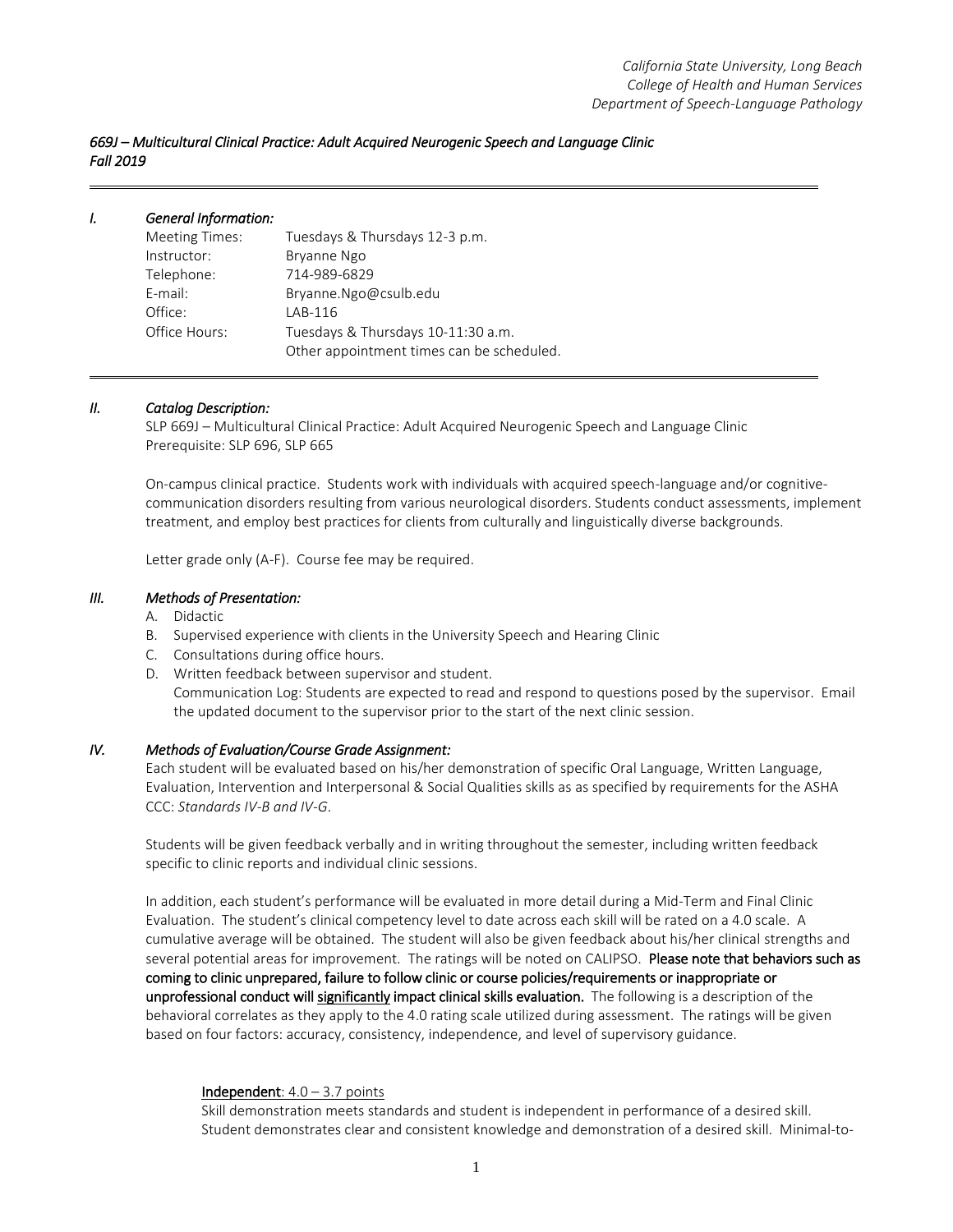*California State University, Long Beach*
*College of Health and Human Services*
*Department of Speech-Language Pathology*

*669J – Multicultural Clinical Practice: Adult Acquired Neurogenic Speech and Language Clinic*
*Fall 2019*

---

## *I. General Information:*

| | |
|---|---|
| Meeting Times: | Tuesdays & Thursdays 12-3 p.m. |
| Instructor: | Bryanne Ngo |
| Telephone: | 714-989-6829 |
| E-mail: | Bryanne.Ngo@csulb.edu |
| Office: | LAB-116 |
| Office Hours: | Tuesdays & Thursdays 10-11:30 a.m. Other appointment times can be scheduled. |

---

## *II. Catalog Description:*

SLP 669J – Multicultural Clinical Practice: Adult Acquired Neurogenic Speech and Language Clinic
Prerequisite: SLP 696, SLP 665

On-campus clinical practice. Students work with individuals with acquired speech-language and/or cognitive-communication disorders resulting from various neurological disorders. Students conduct assessments, implement treatment, and employ best practices for clients from culturally and linguistically diverse backgrounds.

Letter grade only (A-F). Course fee may be required.

## *III. Methods of Presentation:*

A. Didactic
B. Supervised experience with clients in the University Speech and Hearing Clinic
C. Consultations during office hours.
D. Written feedback between supervisor and student.
Communication Log: Students are expected to read and respond to questions posed by the supervisor. Email the updated document to the supervisor prior to the start of the next clinic session.

## *IV. Methods of Evaluation/Course Grade Assignment:*

Each student will be evaluated based on his/her demonstration of specific Oral Language, Written Language, Evaluation, Intervention and Interpersonal & Social Qualities skills as as specified by requirements for the ASHA CCC: *Standards IV-B and IV-G*.

Students will be given feedback verbally and in writing throughout the semester, including written feedback specific to clinic reports and individual clinic sessions.

In addition, each student's performance will be evaluated in more detail during a Mid-Term and Final Clinic Evaluation. The student's clinical competency level to date across each skill will be rated on a 4.0 scale. A cumulative average will be obtained. The student will also be given feedback about his/her clinical strengths and several potential areas for improvement. The ratings will be noted on CALIPSO. **Please note that behaviors such as coming to clinic unprepared, failure to follow clinic or course policies/requirements or inappropriate or unprofessional conduct will <u>significantly</u> impact clinical skills evaluation.** The following is a description of the behavioral correlates as they apply to the 4.0 rating scale utilized during assessment. The ratings will be given based on four factors: accuracy, consistency, independence, and level of supervisory guidance.

**<u>Independent</u>**: <u>4.0 – 3.7 points</u>
Skill demonstration meets standards and student is independent in performance of a desired skill. Student demonstrates clear and consistent knowledge and demonstration of a desired skill. Minimal-to-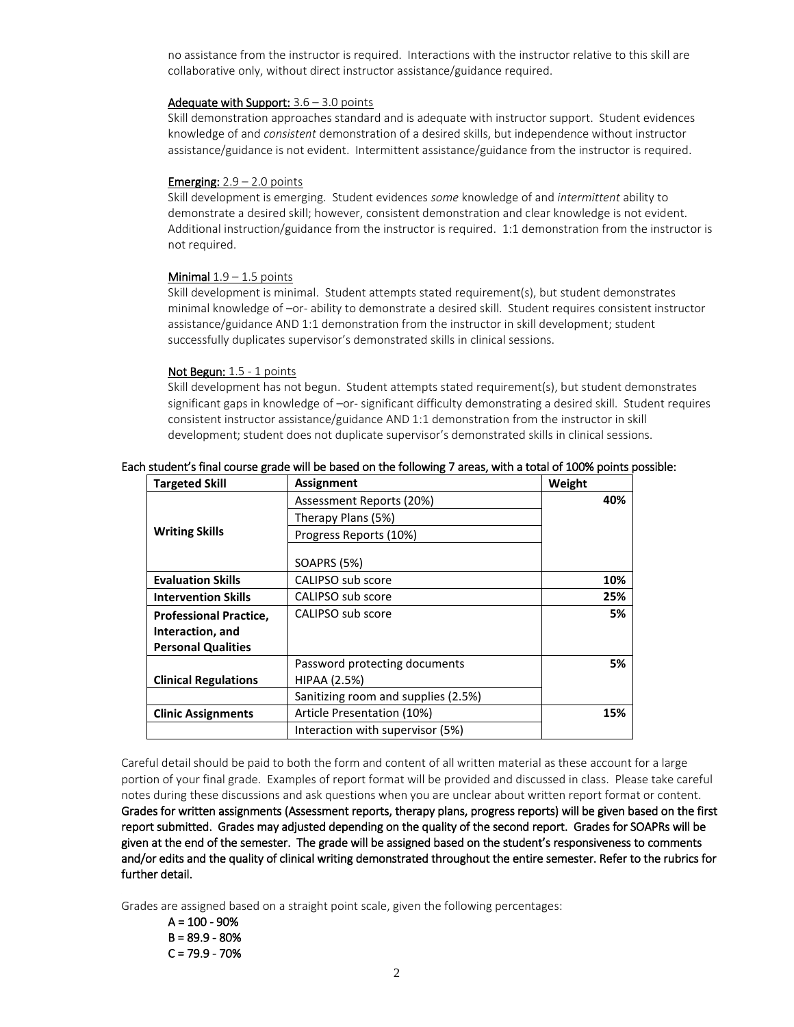no assistance from the instructor is required. Interactions with the instructor relative to this skill are collaborative only, without direct instructor assistance/guidance required.

**Adequate with Support:** 3.6 – 3.0 points
Skill demonstration approaches standard and is adequate with instructor support. Student evidences knowledge of and *consistent* demonstration of a desired skills, but independence without instructor assistance/guidance is not evident. Intermittent assistance/guidance from the instructor is required.

**Emerging:** 2.9 – 2.0 points
Skill development is emerging. Student evidences *some* knowledge of and *intermittent* ability to demonstrate a desired skill; however, consistent demonstration and clear knowledge is not evident. Additional instruction/guidance from the instructor is required. 1:1 demonstration from the instructor is not required.

**Minimal** 1.9 – 1.5 points
Skill development is minimal. Student attempts stated requirement(s), but student demonstrates minimal knowledge of –or- ability to demonstrate a desired skill. Student requires consistent instructor assistance/guidance AND 1:1 demonstration from the instructor in skill development; student successfully duplicates supervisor's demonstrated skills in clinical sessions.

**Not Begun:** 1.5 - 1 points
Skill development has not begun. Student attempts stated requirement(s), but student demonstrates significant gaps in knowledge of –or- significant difficulty demonstrating a desired skill. Student requires consistent instructor assistance/guidance AND 1:1 demonstration from the instructor in skill development; student does not duplicate supervisor's demonstrated skills in clinical sessions.

**Each student's final course grade will be based on the following 7 areas, with a total of 100% points possible:**

| Targeted Skill | Assignment | Weight |
|---|---|---|
| **Writing Skills** | Assessment Reports (20%) | **40%** |
| | Therapy Plans (5%) | |
| | Progress Reports (10%) | |
| | SOAPRS (5%) | |
| **Evaluation Skills** | CALIPSO sub score | **10%** |
| **Intervention Skills** | CALIPSO sub score | **25%** |
| **Professional Practice, Interaction, and Personal Qualities** | CALIPSO sub score | **5%** |
| **Clinical Regulations** | Password protecting documents HIPAA (2.5%) | **5%** |
| | Sanitizing room and supplies (2.5%) | |
| **Clinic Assignments** | Article Presentation (10%) | **15%** |
| | Interaction with supervisor (5%) | |

Careful detail should be paid to both the form and content of all written material as these account for a large portion of your final grade. Examples of report format will be provided and discussed in class. Please take careful notes during these discussions and ask questions when you are unclear about written report format or content. **Grades for written assignments (Assessment reports, therapy plans, progress reports) will be given based on the first report submitted. Grades may adjusted depending on the quality of the second report. Grades for SOAPRs will be given at the end of the semester. The grade will be assigned based on the student's responsiveness to comments and/or edits and the quality of clinical writing demonstrated throughout the entire semester. Refer to the rubrics for further detail.**

Grades are assigned based on a straight point scale, given the following percentages:

A = 100 - 90%
B = 89.9 - 80%
C = 79.9 - 70%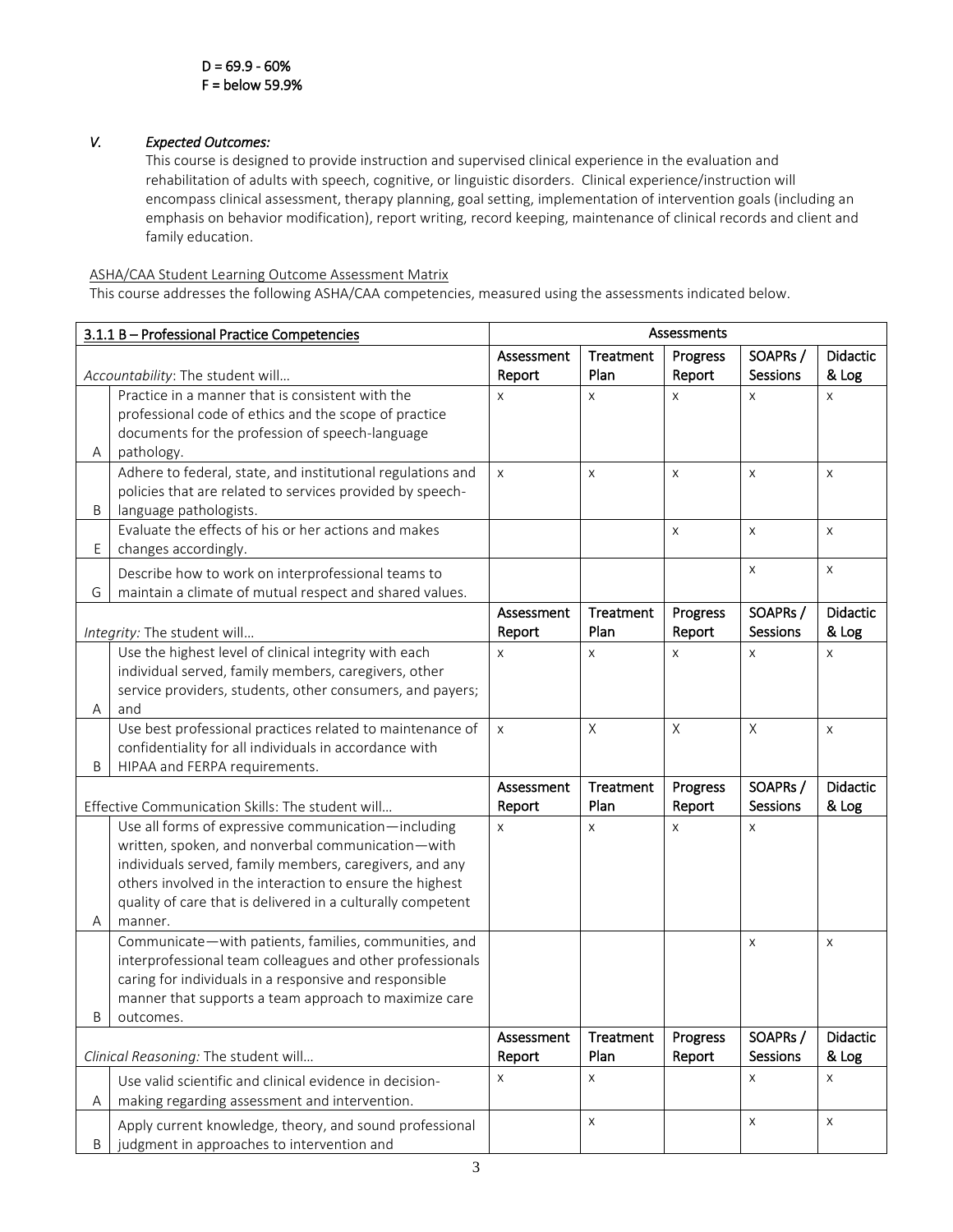D = 69.9 - 60%
F = below 59.9%

## V. *Expected Outcomes:*

This course is designed to provide instruction and supervised clinical experience in the evaluation and rehabilitation of adults with speech, cognitive, or linguistic disorders. Clinical experience/instruction will encompass clinical assessment, therapy planning, goal setting, implementation of intervention goals (including an emphasis on behavior modification), report writing, record keeping, maintenance of clinical records and client and family education.

ASHA/CAA Student Learning Outcome Assessment Matrix

This course addresses the following ASHA/CAA competencies, measured using the assessments indicated below.

| **3.1.1 B – Professional Practice Competencies** | | **Assessments** | | | | |
|---|---|---|---|---|---|---|
| *Accountability*: The student will… | | **Assessment Report** | **Treatment Plan** | **Progress Report** | **SOAPRs / Sessions** | **Didactic & Log** |
| A | Practice in a manner that is consistent with the professional code of ethics and the scope of practice documents for the profession of speech-language pathology. | x | x | x | x | x |
| B | Adhere to federal, state, and institutional regulations and policies that are related to services provided by speech-language pathologists. | x | x | x | x | x |
| E | Evaluate the effects of his or her actions and makes changes accordingly. | | | x | x | x |
| G | Describe how to work on interprofessional teams to maintain a climate of mutual respect and shared values. | | | | x | x |
| *Integrity:* The student will… | | **Assessment Report** | **Treatment Plan** | **Progress Report** | **SOAPRs / Sessions** | **Didactic & Log** |
| A | Use the highest level of clinical integrity with each individual served, family members, caregivers, other service providers, students, other consumers, and payers; and | x | x | x | x | x |
| B | Use best professional practices related to maintenance of confidentiality for all individuals in accordance with HIPAA and FERPA requirements. | x | X | X | X | x |
| Effective Communication Skills: The student will… | | **Assessment Report** | **Treatment Plan** | **Progress Report** | **SOAPRs / Sessions** | **Didactic & Log** |
| A | Use all forms of expressive communication—including written, spoken, and nonverbal communication—with individuals served, family members, caregivers, and any others involved in the interaction to ensure the highest quality of care that is delivered in a culturally competent manner. | x | x | x | x | |
| B | Communicate—with patients, families, communities, and interprofessional team colleagues and other professionals caring for individuals in a responsive and responsible manner that supports a team approach to maximize care outcomes. | | | | x | x |
| *Clinical Reasoning:* The student will… | | **Assessment Report** | **Treatment Plan** | **Progress Report** | **SOAPRs / Sessions** | **Didactic & Log** |
| A | Use valid scientific and clinical evidence in decision-making regarding assessment and intervention. | x | x | | x | x |
| B | Apply current knowledge, theory, and sound professional judgment in approaches to intervention and | | x | | x | x |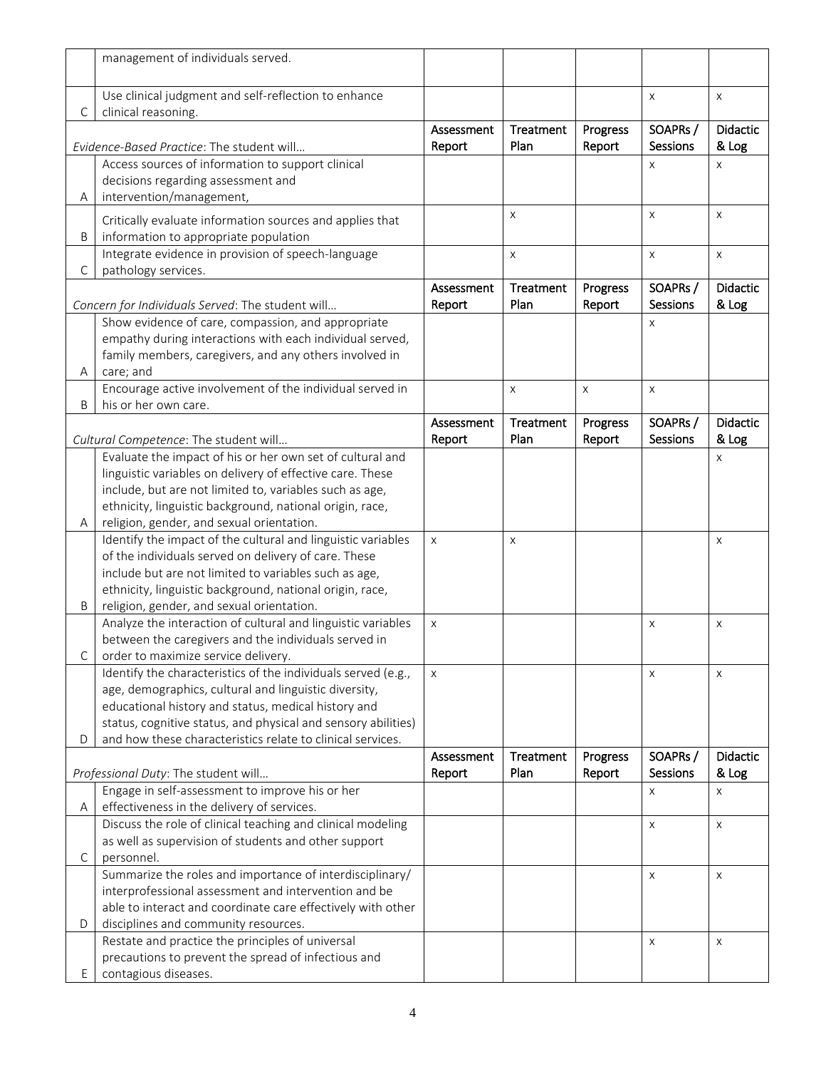| | | Assessment Report | Treatment Plan | Progress Report | SOAPRs / Sessions | Didactic & Log |
|---|---|---|---|---|---|---|
| | management of individuals served. | | | | | |
| C | Use clinical judgment and self-reflection to enhance clinical reasoning. | | | | x | x |
| *Evidence-Based Practice*: The student will… | | **Assessment Report** | **Treatment Plan** | **Progress Report** | **SOAPRs / Sessions** | **Didactic & Log** |
| A | Access sources of information to support clinical decisions regarding assessment and intervention/management, | | | | x | x |
| B | Critically evaluate information sources and applies that information to appropriate population | | x | | x | x |
| C | Integrate evidence in provision of speech-language pathology services. | | x | | x | x |
| *Concern for Individuals Served*: The student will… | | **Assessment Report** | **Treatment Plan** | **Progress Report** | **SOAPRs / Sessions** | **Didactic & Log** |
| A | Show evidence of care, compassion, and appropriate empathy during interactions with each individual served, family members, caregivers, and any others involved in care; and | | | | x | |
| B | Encourage active involvement of the individual served in his or her own care. | | x | x | x | |
| *Cultural Competence*: The student will… | | **Assessment Report** | **Treatment Plan** | **Progress Report** | **SOAPRs / Sessions** | **Didactic & Log** |
| A | Evaluate the impact of his or her own set of cultural and linguistic variables on delivery of effective care. These include, but are not limited to, variables such as age, ethnicity, linguistic background, national origin, race, religion, gender, and sexual orientation. | | | | | x |
| B | Identify the impact of the cultural and linguistic variables of the individuals served on delivery of care. These include but are not limited to variables such as age, ethnicity, linguistic background, national origin, race, religion, gender, and sexual orientation. | x | x | | | x |
| C | Analyze the interaction of cultural and linguistic variables between the caregivers and the individuals served in order to maximize service delivery. | x | | | x | x |
| D | Identify the characteristics of the individuals served (e.g., age, demographics, cultural and linguistic diversity, educational history and status, medical history and status, cognitive status, and physical and sensory abilities) and how these characteristics relate to clinical services. | x | | | x | x |
| *Professional Duty*: The student will… | | **Assessment Report** | **Treatment Plan** | **Progress Report** | **SOAPRs / Sessions** | **Didactic & Log** |
| A | Engage in self-assessment to improve his or her effectiveness in the delivery of services. | | | | x | x |
| C | Discuss the role of clinical teaching and clinical modeling as well as supervision of students and other support personnel. | | | | x | x |
| D | Summarize the roles and importance of interdisciplinary/ interprofessional assessment and intervention and be able to interact and coordinate care effectively with other disciplines and community resources. | | | | x | x |
| E | Restate and practice the principles of universal precautions to prevent the spread of infectious and contagious diseases. | | | | x | x |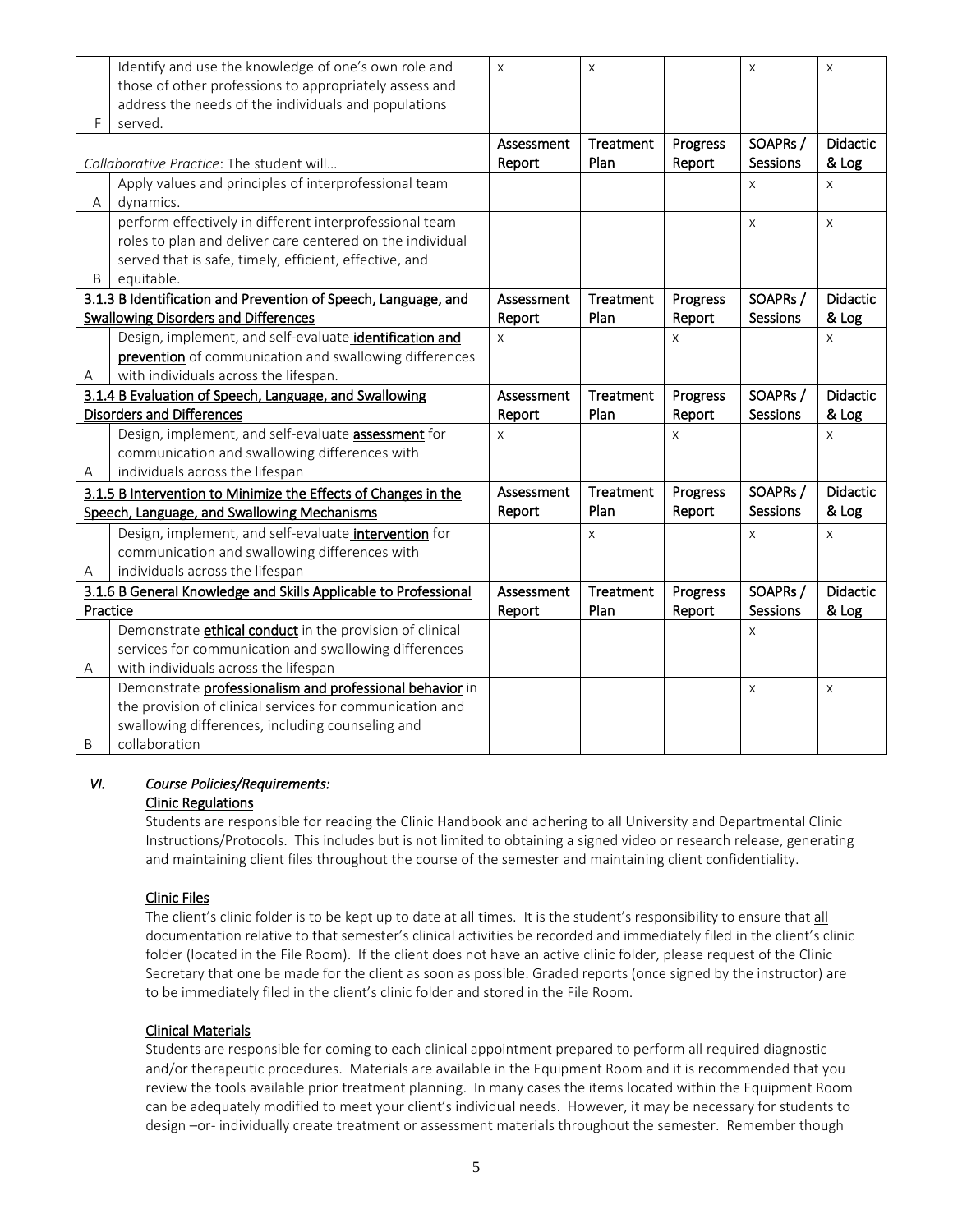| | | Assessment Report | Treatment Plan | Progress Report | SOAPRs / Sessions | Didactic & Log |
|---|---|---|---|---|---|---|
| F | Identify and use the knowledge of one's own role and those of other professions to appropriately assess and address the needs of the individuals and populations served. | x | x | | x | x |
| | *Collaborative Practice*: The student will… | Assessment Report | Treatment Plan | Progress Report | SOAPRs / Sessions | Didactic & Log |
| A | Apply values and principles of interprofessional team dynamics. | | | | x | x |
| B | perform effectively in different interprofessional team roles to plan and deliver care centered on the individual served that is safe, timely, efficient, effective, and equitable. | | | | x | x |
| | 3.1.3 B Identification and Prevention of Speech, Language, and Swallowing Disorders and Differences | Assessment Report | Treatment Plan | Progress Report | SOAPRs / Sessions | Didactic & Log |
| A | Design, implement, and self-evaluate **identification and prevention** of communication and swallowing differences with individuals across the lifespan. | x | | x | | x |
| | 3.1.4 B Evaluation of Speech, Language, and Swallowing Disorders and Differences | Assessment Report | Treatment Plan | Progress Report | SOAPRs / Sessions | Didactic & Log |
| A | Design, implement, and self-evaluate **assessment** for communication and swallowing differences with individuals across the lifespan | x | | x | | x |
| | 3.1.5 B Intervention to Minimize the Effects of Changes in the Speech, Language, and Swallowing Mechanisms | Assessment Report | Treatment Plan | Progress Report | SOAPRs / Sessions | Didactic & Log |
| A | Design, implement, and self-evaluate **intervention** for communication and swallowing differences with individuals across the lifespan | | x | | x | x |
| | 3.1.6 B General Knowledge and Skills Applicable to Professional Practice | Assessment Report | Treatment Plan | Progress Report | SOAPRs / Sessions | Didactic & Log |
| A | Demonstrate **ethical conduct** in the provision of clinical services for communication and swallowing differences with individuals across the lifespan | | | | x | |
| B | Demonstrate **professionalism and professional behavior** in the provision of clinical services for communication and swallowing differences, including counseling and collaboration | | | | x | x |

## VI. *Course Policies/Requirements:*

### Clinic Regulations

Students are responsible for reading the Clinic Handbook and adhering to all University and Departmental Clinic Instructions/Protocols. This includes but is not limited to obtaining a signed video or research release, generating and maintaining client files throughout the course of the semester and maintaining client confidentiality.

### Clinic Files

The client's clinic folder is to be kept up to date at all times. It is the student's responsibility to ensure that all documentation relative to that semester's clinical activities be recorded and immediately filed in the client's clinic folder (located in the File Room). If the client does not have an active clinic folder, please request of the Clinic Secretary that one be made for the client as soon as possible. Graded reports (once signed by the instructor) are to be immediately filed in the client's clinic folder and stored in the File Room.

### Clinical Materials

Students are responsible for coming to each clinical appointment prepared to perform all required diagnostic and/or therapeutic procedures. Materials are available in the Equipment Room and it is recommended that you review the tools available prior treatment planning. In many cases the items located within the Equipment Room can be adequately modified to meet your client's individual needs. However, it may be necessary for students to design –or- individually create treatment or assessment materials throughout the semester. Remember though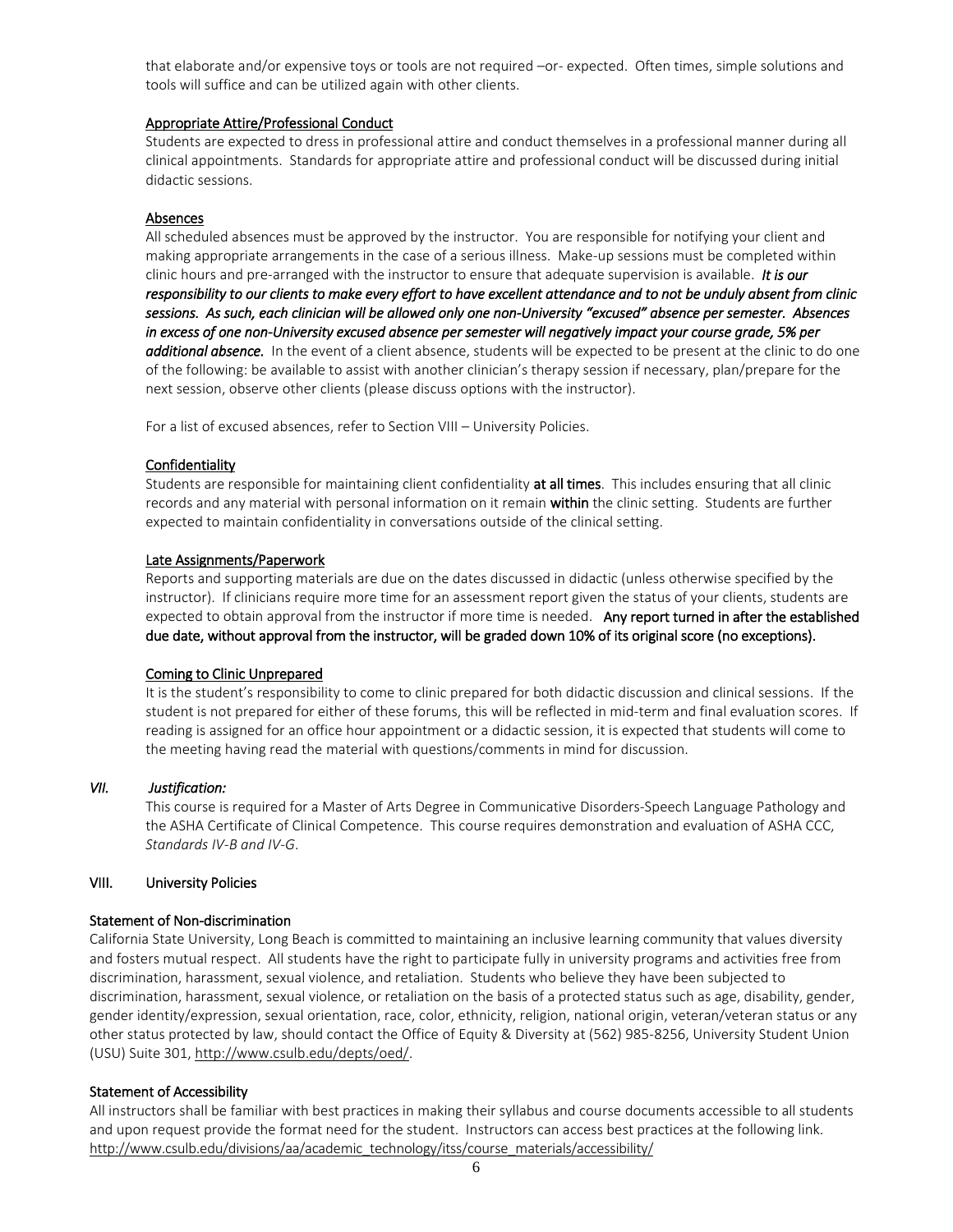that elaborate and/or expensive toys or tools are not required –or- expected. Often times, simple solutions and tools will suffice and can be utilized again with other clients.

Appropriate Attire/Professional Conduct

Students are expected to dress in professional attire and conduct themselves in a professional manner during all clinical appointments. Standards for appropriate attire and professional conduct will be discussed during initial didactic sessions.

Absences

All scheduled absences must be approved by the instructor. You are responsible for notifying your client and making appropriate arrangements in the case of a serious illness. Make-up sessions must be completed within clinic hours and pre-arranged with the instructor to ensure that adequate supervision is available. ***It is our responsibility to our clients to make every effort to have excellent attendance and to not be unduly absent from clinic sessions. As such, each clinician will be allowed only one non-University "excused" absence per semester. Absences in excess of one non-University excused absence per semester will negatively impact your course grade, 5% per additional absence.*** In the event of a client absence, students will be expected to be present at the clinic to do one of the following: be available to assist with another clinician's therapy session if necessary, plan/prepare for the next session, observe other clients (please discuss options with the instructor).

For a list of excused absences, refer to Section VIII – University Policies.

Confidentiality

Students are responsible for maintaining client confidentiality **at all times**. This includes ensuring that all clinic records and any material with personal information on it remain **within** the clinic setting. Students are further expected to maintain confidentiality in conversations outside of the clinical setting.

Late Assignments/Paperwork

Reports and supporting materials are due on the dates discussed in didactic (unless otherwise specified by the instructor). If clinicians require more time for an assessment report given the status of your clients, students are expected to obtain approval from the instructor if more time is needed. **Any report turned in after the established due date, without approval from the instructor, will be graded down 10% of its original score (no exceptions).**

Coming to Clinic Unprepared

It is the student's responsibility to come to clinic prepared for both didactic discussion and clinical sessions. If the student is not prepared for either of these forums, this will be reflected in mid-term and final evaluation scores. If reading is assigned for an office hour appointment or a didactic session, it is expected that students will come to the meeting having read the material with questions/comments in mind for discussion.

## *VII. Justification:*

This course is required for a Master of Arts Degree in Communicative Disorders-Speech Language Pathology and the ASHA Certificate of Clinical Competence. This course requires demonstration and evaluation of ASHA CCC, *Standards IV-B and IV-G*.

## VIII. University Policies

**Statement of Non-discrimination**

California State University, Long Beach is committed to maintaining an inclusive learning community that values diversity and fosters mutual respect. All students have the right to participate fully in university programs and activities free from discrimination, harassment, sexual violence, and retaliation. Students who believe they have been subjected to discrimination, harassment, sexual violence, or retaliation on the basis of a protected status such as age, disability, gender, gender identity/expression, sexual orientation, race, color, ethnicity, religion, national origin, veteran/veteran status or any other status protected by law, should contact the Office of Equity & Diversity at (562) 985-8256, University Student Union (USU) Suite 301, http://www.csulb.edu/depts/oed/.

**Statement of Accessibility**

All instructors shall be familiar with best practices in making their syllabus and course documents accessible to all students and upon request provide the format need for the student. Instructors can access best practices at the following link. http://www.csulb.edu/divisions/aa/academic_technology/itss/course_materials/accessibility/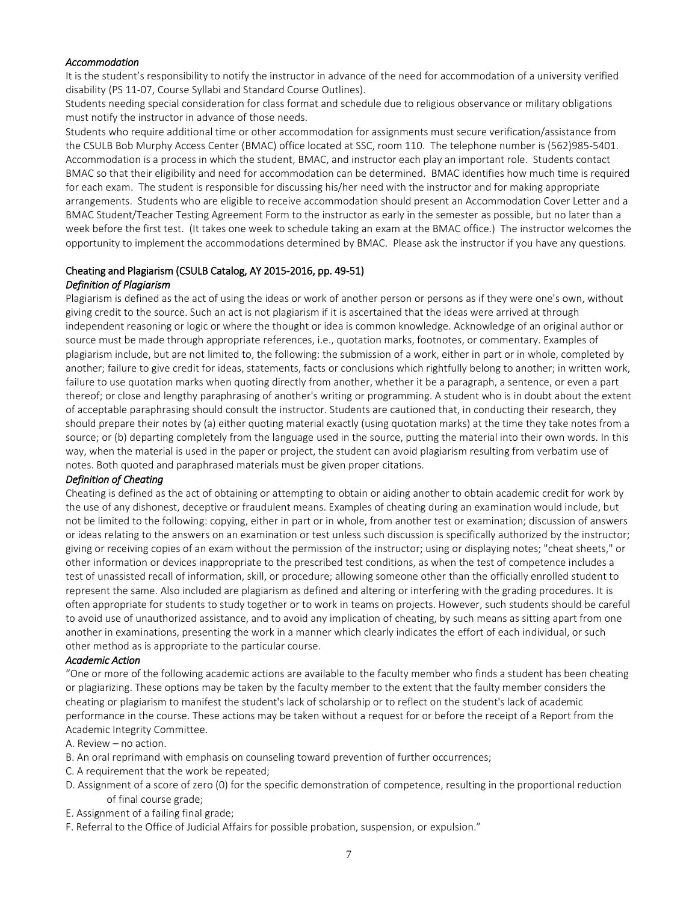*Accommodation*

It is the student's responsibility to notify the instructor in advance of the need for accommodation of a university verified disability (PS 11-07, Course Syllabi and Standard Course Outlines).

Students needing special consideration for class format and schedule due to religious observance or military obligations must notify the instructor in advance of those needs.

Students who require additional time or other accommodation for assignments must secure verification/assistance from the CSULB Bob Murphy Access Center (BMAC) office located at SSC, room 110. The telephone number is (562)985-5401. Accommodation is a process in which the student, BMAC, and instructor each play an important role. Students contact BMAC so that their eligibility and need for accommodation can be determined. BMAC identifies how much time is required for each exam. The student is responsible for discussing his/her need with the instructor and for making appropriate arrangements. Students who are eligible to receive accommodation should present an Accommodation Cover Letter and a BMAC Student/Teacher Testing Agreement Form to the instructor as early in the semester as possible, but no later than a week before the first test. (It takes one week to schedule taking an exam at the BMAC office.) The instructor welcomes the opportunity to implement the accommodations determined by BMAC. Please ask the instructor if you have any questions.

## Cheating and Plagiarism (CSULB Catalog, AY 2015-2016, pp. 49-51)

*Definition of Plagiarism*

Plagiarism is defined as the act of using the ideas or work of another person or persons as if they were one's own, without giving credit to the source. Such an act is not plagiarism if it is ascertained that the ideas were arrived at through independent reasoning or logic or where the thought or idea is common knowledge. Acknowledge of an original author or source must be made through appropriate references, i.e., quotation marks, footnotes, or commentary. Examples of plagiarism include, but are not limited to, the following: the submission of a work, either in part or in whole, completed by another; failure to give credit for ideas, statements, facts or conclusions which rightfully belong to another; in written work, failure to use quotation marks when quoting directly from another, whether it be a paragraph, a sentence, or even a part thereof; or close and lengthy paraphrasing of another's writing or programming. A student who is in doubt about the extent of acceptable paraphrasing should consult the instructor. Students are cautioned that, in conducting their research, they should prepare their notes by (a) either quoting material exactly (using quotation marks) at the time they take notes from a source; or (b) departing completely from the language used in the source, putting the material into their own words. In this way, when the material is used in the paper or project, the student can avoid plagiarism resulting from verbatim use of notes. Both quoted and paraphrased materials must be given proper citations.

*Definition of Cheating*

Cheating is defined as the act of obtaining or attempting to obtain or aiding another to obtain academic credit for work by the use of any dishonest, deceptive or fraudulent means. Examples of cheating during an examination would include, but not be limited to the following: copying, either in part or in whole, from another test or examination; discussion of answers or ideas relating to the answers on an examination or test unless such discussion is specifically authorized by the instructor; giving or receiving copies of an exam without the permission of the instructor; using or displaying notes; "cheat sheets," or other information or devices inappropriate to the prescribed test conditions, as when the test of competence includes a test of unassisted recall of information, skill, or procedure; allowing someone other than the officially enrolled student to represent the same. Also included are plagiarism as defined and altering or interfering with the grading procedures. It is often appropriate for students to study together or to work in teams on projects. However, such students should be careful to avoid use of unauthorized assistance, and to avoid any implication of cheating, by such means as sitting apart from one another in examinations, presenting the work in a manner which clearly indicates the effort of each individual, or such other method as is appropriate to the particular course.

*Academic Action*

"One or more of the following academic actions are available to the faculty member who finds a student has been cheating or plagiarizing. These options may be taken by the faculty member to the extent that the faulty member considers the cheating or plagiarism to manifest the student's lack of scholarship or to reflect on the student's lack of academic performance in the course. These actions may be taken without a request for or before the receipt of a Report from the Academic Integrity Committee.

A. Review – no action.

B. An oral reprimand with emphasis on counseling toward prevention of further occurrences;

C. A requirement that the work be repeated;

D. Assignment of a score of zero (0) for the specific demonstration of competence, resulting in the proportional reduction of final course grade;

E. Assignment of a failing final grade;

F. Referral to the Office of Judicial Affairs for possible probation, suspension, or expulsion."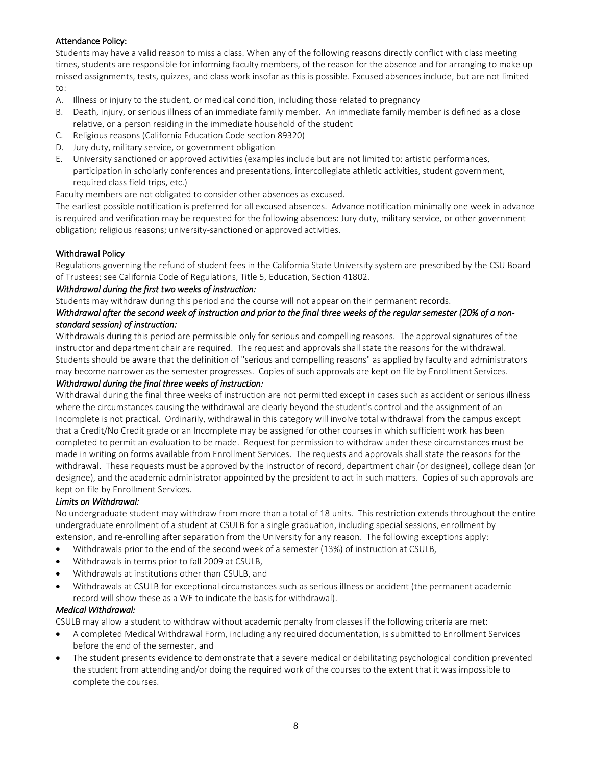### Attendance Policy:

Students may have a valid reason to miss a class. When any of the following reasons directly conflict with class meeting times, students are responsible for informing faculty members, of the reason for the absence and for arranging to make up missed assignments, tests, quizzes, and class work insofar as this is possible. Excused absences include, but are not limited to:

A. Illness or injury to the student, or medical condition, including those related to pregnancy
B. Death, injury, or serious illness of an immediate family member. An immediate family member is defined as a close relative, or a person residing in the immediate household of the student
C. Religious reasons (California Education Code section 89320)
D. Jury duty, military service, or government obligation
E. University sanctioned or approved activities (examples include but are not limited to: artistic performances, participation in scholarly conferences and presentations, intercollegiate athletic activities, student government, required class field trips, etc.)

Faculty members are not obligated to consider other absences as excused.

The earliest possible notification is preferred for all excused absences. Advance notification minimally one week in advance is required and verification may be requested for the following absences: Jury duty, military service, or other government obligation; religious reasons; university-sanctioned or approved activities.

### Withdrawal Policy

Regulations governing the refund of student fees in the California State University system are prescribed by the CSU Board of Trustees; see California Code of Regulations, Title 5, Education, Section 41802.

*Withdrawal during the first two weeks of instruction:*

Students may withdraw during this period and the course will not appear on their permanent records.

*Withdrawal after the second week of instruction and prior to the final three weeks of the regular semester (20% of a non-standard session) of instruction:*

Withdrawals during this period are permissible only for serious and compelling reasons. The approval signatures of the instructor and department chair are required. The request and approvals shall state the reasons for the withdrawal. Students should be aware that the definition of "serious and compelling reasons" as applied by faculty and administrators may become narrower as the semester progresses. Copies of such approvals are kept on file by Enrollment Services.

*Withdrawal during the final three weeks of instruction:*

Withdrawal during the final three weeks of instruction are not permitted except in cases such as accident or serious illness where the circumstances causing the withdrawal are clearly beyond the student's control and the assignment of an Incomplete is not practical. Ordinarily, withdrawal in this category will involve total withdrawal from the campus except that a Credit/No Credit grade or an Incomplete may be assigned for other courses in which sufficient work has been completed to permit an evaluation to be made. Request for permission to withdraw under these circumstances must be made in writing on forms available from Enrollment Services. The requests and approvals shall state the reasons for the withdrawal. These requests must be approved by the instructor of record, department chair (or designee), college dean (or designee), and the academic administrator appointed by the president to act in such matters. Copies of such approvals are kept on file by Enrollment Services.

*Limits on Withdrawal:*

No undergraduate student may withdraw from more than a total of 18 units. This restriction extends throughout the entire undergraduate enrollment of a student at CSULB for a single graduation, including special sessions, enrollment by extension, and re-enrolling after separation from the University for any reason. The following exceptions apply:

- Withdrawals prior to the end of the second week of a semester (13%) of instruction at CSULB,
- Withdrawals in terms prior to fall 2009 at CSULB,
- Withdrawals at institutions other than CSULB, and
- Withdrawals at CSULB for exceptional circumstances such as serious illness or accident (the permanent academic record will show these as a WE to indicate the basis for withdrawal).

*Medical Withdrawal:*

CSULB may allow a student to withdraw without academic penalty from classes if the following criteria are met:

- A completed Medical Withdrawal Form, including any required documentation, is submitted to Enrollment Services before the end of the semester, and
- The student presents evidence to demonstrate that a severe medical or debilitating psychological condition prevented the student from attending and/or doing the required work of the courses to the extent that it was impossible to complete the courses.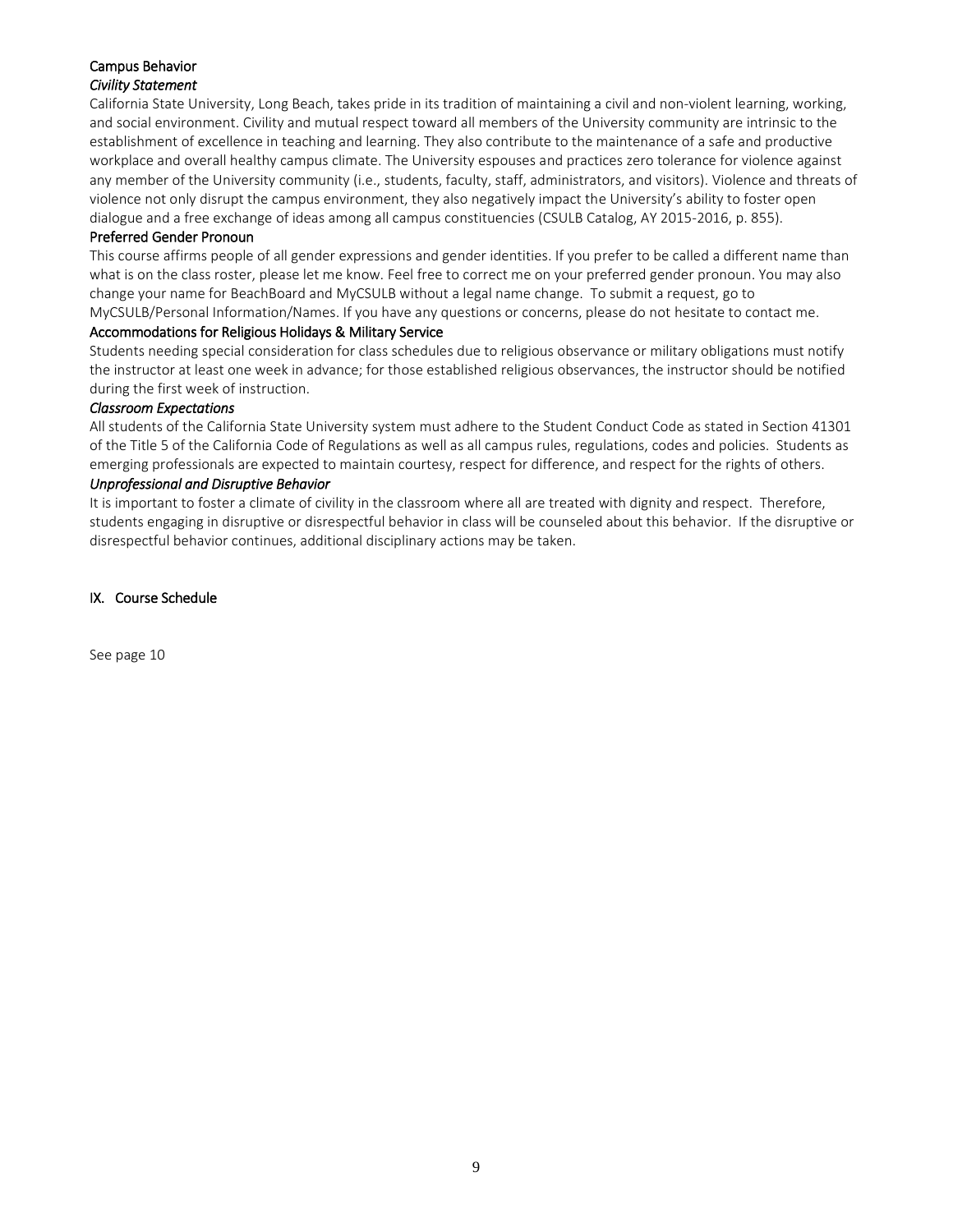### Campus Behavior

#### *Civility Statement*

California State University, Long Beach, takes pride in its tradition of maintaining a civil and non-violent learning, working, and social environment. Civility and mutual respect toward all members of the University community are intrinsic to the establishment of excellence in teaching and learning. They also contribute to the maintenance of a safe and productive workplace and overall healthy campus climate. The University espouses and practices zero tolerance for violence against any member of the University community (i.e., students, faculty, staff, administrators, and visitors). Violence and threats of violence not only disrupt the campus environment, they also negatively impact the University's ability to foster open dialogue and a free exchange of ideas among all campus constituencies (CSULB Catalog, AY 2015-2016, p. 855).

#### Preferred Gender Pronoun

This course affirms people of all gender expressions and gender identities. If you prefer to be called a different name than what is on the class roster, please let me know. Feel free to correct me on your preferred gender pronoun. You may also change your name for BeachBoard and MyCSULB without a legal name change. To submit a request, go to MyCSULB/Personal Information/Names. If you have any questions or concerns, please do not hesitate to contact me.

#### Accommodations for Religious Holidays & Military Service

Students needing special consideration for class schedules due to religious observance or military obligations must notify the instructor at least one week in advance; for those established religious observances, the instructor should be notified during the first week of instruction.

#### *Classroom Expectations*

All students of the California State University system must adhere to the Student Conduct Code as stated in Section 41301 of the Title 5 of the California Code of Regulations as well as all campus rules, regulations, codes and policies. Students as emerging professionals are expected to maintain courtesy, respect for difference, and respect for the rights of others.

#### *Unprofessional and Disruptive Behavior*

It is important to foster a climate of civility in the classroom where all are treated with dignity and respect. Therefore, students engaging in disruptive or disrespectful behavior in class will be counseled about this behavior. If the disruptive or disrespectful behavior continues, additional disciplinary actions may be taken.

## IX. Course Schedule

See page 10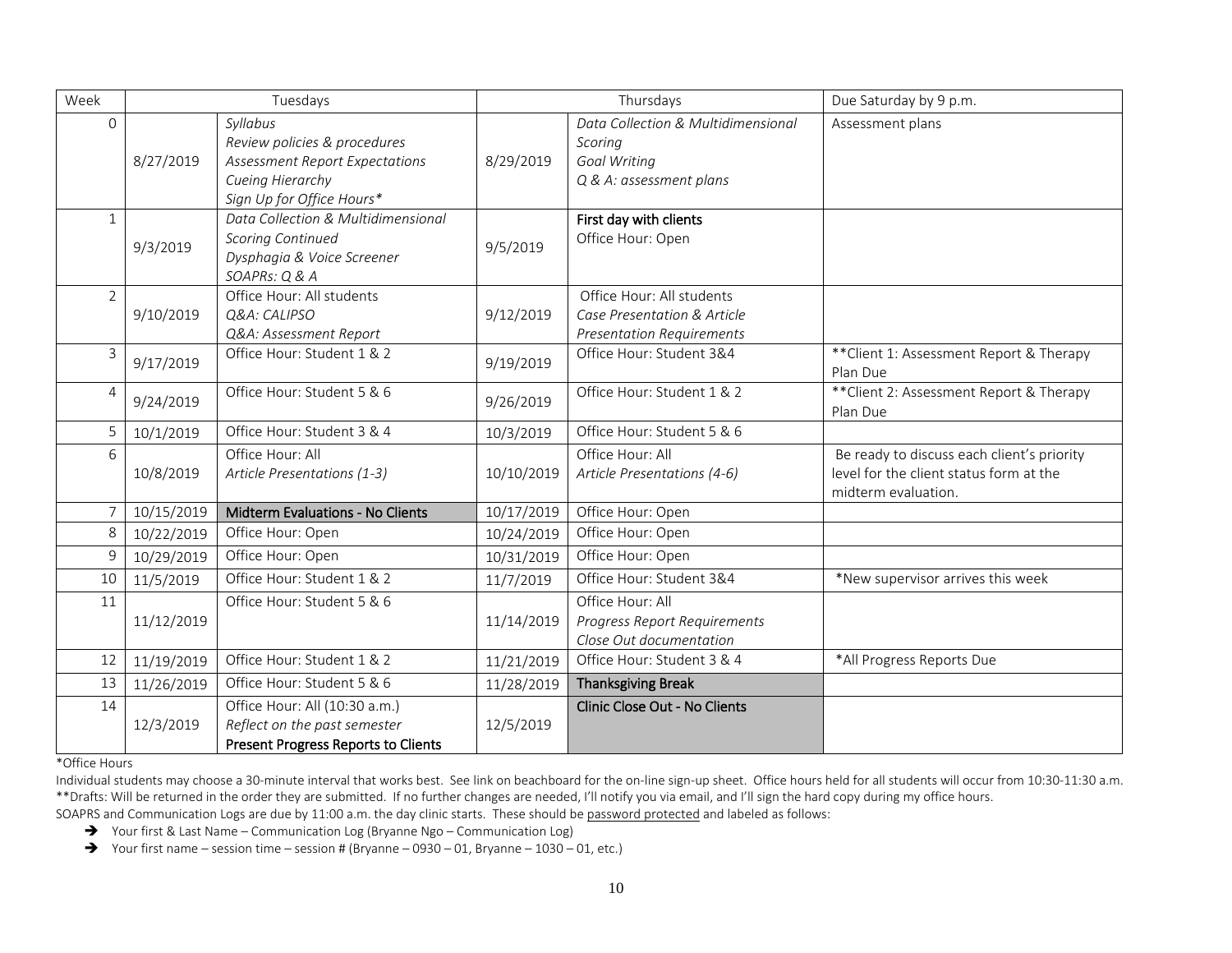| Week | Tuesdays | | Thursdays | | Due Saturday by 9 p.m. |
|---|---|---|---|---|---|
| 0 | 8/27/2019 | *Syllabus*<br>*Review policies & procedures*<br>*Assessment Report Expectations*<br>*Cueing Hierarchy*<br>*Sign Up for Office Hours** | 8/29/2019 | *Data Collection & Multidimensional Scoring*<br>*Goal Writing*<br>*Q & A: assessment plans* | Assessment plans |
| 1 | 9/3/2019 | *Data Collection & Multidimensional Scoring Continued*<br>*Dysphagia & Voice Screener*<br>*SOAPRs: Q & A* | 9/5/2019 | First day with clients<br>Office Hour: Open | |
| 2 | 9/10/2019 | Office Hour: All students<br>*Q&A: CALIPSO*<br>*Q&A: Assessment Report* | 9/12/2019 | Office Hour: All students<br>*Case Presentation & Article Presentation Requirements* | |
| 3 | 9/17/2019 | Office Hour: Student 1 & 2 | 9/19/2019 | Office Hour: Student 3&4 | **Client 1: Assessment Report & Therapy Plan Due |
| 4 | 9/24/2019 | Office Hour: Student 5 & 6 | 9/26/2019 | Office Hour: Student 1 & 2 | **Client 2: Assessment Report & Therapy Plan Due |
| 5 | 10/1/2019 | Office Hour: Student 3 & 4 | 10/3/2019 | Office Hour: Student 5 & 6 | |
| 6 | 10/8/2019 | Office Hour: All<br>*Article Presentations (1-3)* | 10/10/2019 | Office Hour: All<br>*Article Presentations (4-6)* | Be ready to discuss each client's priority level for the client status form at the midterm evaluation. |
| 7 | 10/15/2019 | Midterm Evaluations - No Clients | 10/17/2019 | Office Hour: Open | |
| 8 | 10/22/2019 | Office Hour: Open | 10/24/2019 | Office Hour: Open | |
| 9 | 10/29/2019 | Office Hour: Open | 10/31/2019 | Office Hour: Open | |
| 10 | 11/5/2019 | Office Hour: Student 1 & 2 | 11/7/2019 | Office Hour: Student 3&4 | *New supervisor arrives this week |
| 11 | 11/12/2019 | Office Hour: Student 5 & 6 | 11/14/2019 | Office Hour: All<br>*Progress Report Requirements*<br>*Close Out documentation* | |
| 12 | 11/19/2019 | Office Hour: Student 1 & 2 | 11/21/2019 | Office Hour: Student 3 & 4 | *All Progress Reports Due |
| 13 | 11/26/2019 | Office Hour: Student 5 & 6 | 11/28/2019 | Thanksgiving Break | |
| 14 | 12/3/2019 | Office Hour: All (10:30 a.m.)<br>*Reflect on the past semester*<br>Present Progress Reports to Clients | 12/5/2019 | Clinic Close Out - No Clients | |

*Office Hours

Individual students may choose a 30-minute interval that works best. See link on beachboard for the on-line sign-up sheet. Office hours held for all students will occur from 10:30-11:30 a.m.

**Drafts: Will be returned in the order they are submitted. If no further changes are needed, I'll notify you via email, and I'll sign the hard copy during my office hours.

SOAPRS and Communication Logs are due by 11:00 a.m. the day clinic starts. These should be <u>password protected</u> and labeled as follows:

- ➔ Your first & Last Name – Communication Log (Bryanne Ngo – Communication Log)
- ➔ Your first name – session time – session # (Bryanne – 0930 – 01, Bryanne – 1030 – 01, etc.)